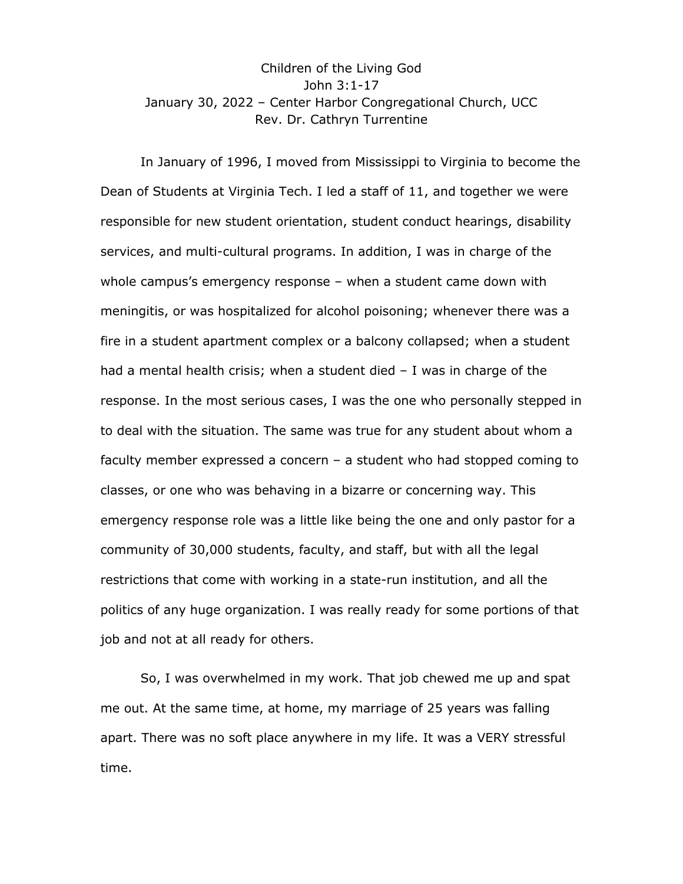# Children of the Living God

John 3:1-17

January 30, 2022 – Center Harbor Congregational Church, UCC

Rev. Dr. Cathryn Turrentine

In January of 1996, I moved from Mississippi to Virginia to become the Dean of Students at Virginia Tech. I led a staff of 11, and together we were responsible for new student orientation, student conduct hearings, disability services, and multi-cultural programs. In addition, I was in charge of the whole campus's emergency response – when a student came down with meningitis, or was hospitalized for alcohol poisoning; whenever there was a fire in a student apartment complex or a balcony collapsed; when a student had a mental health crisis; when a student died – I was in charge of the response. In the most serious cases, I was the one who personally stepped in to deal with the situation. The same was true for any student about whom a faculty member expressed a concern – a student who had stopped coming to classes, or one who was behaving in a bizarre or concerning way. This emergency response role was a little like being the one and only pastor for a community of 30,000 students, faculty, and staff, but with all the legal restrictions that come with working in a state-run institution, and all the politics of any huge organization. I was really ready for some portions of that job and not at all ready for others.

So, I was overwhelmed in my work. That job chewed me up and spat me out. At the same time, at home, my marriage of 25 years was falling apart. There was no soft place anywhere in my life. It was a VERY stressful time.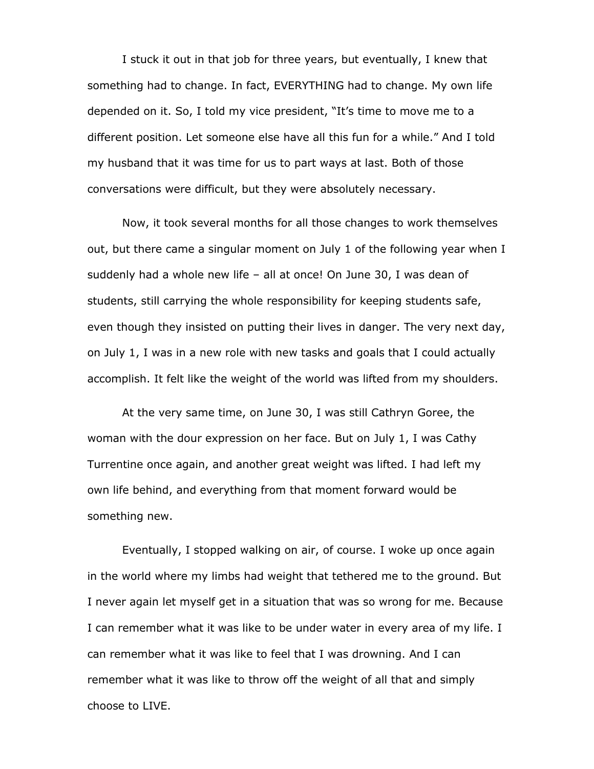I stuck it out in that job for three years, but eventually, I knew that something had to change. In fact, EVERYTHING had to change. My own life depended on it. So, I told my vice president, "It's time to move me to a different position. Let someone else have all this fun for a while." And I told my husband that it was time for us to part ways at last. Both of those conversations were difficult, but they were absolutely necessary.

Now, it took several months for all those changes to work themselves out, but there came a singular moment on July 1 of the following year when I suddenly had a whole new life – all at once! On June 30, I was dean of students, still carrying the whole responsibility for keeping students safe, even though they insisted on putting their lives in danger. The very next day, on July 1, I was in a new role with new tasks and goals that I could actually accomplish. It felt like the weight of the world was lifted from my shoulders.

At the very same time, on June 30, I was still Cathryn Goree, the woman with the dour expression on her face. But on July 1, I was Cathy Turrentine once again, and another great weight was lifted. I had left my own life behind, and everything from that moment forward would be something new.

Eventually, I stopped walking on air, of course. I woke up once again in the world where my limbs had weight that tethered me to the ground. But I never again let myself get in a situation that was so wrong for me. Because I can remember what it was like to be under water in every area of my life. I can remember what it was like to feel that I was drowning. And I can remember what it was like to throw off the weight of all that and simply choose to LIVE.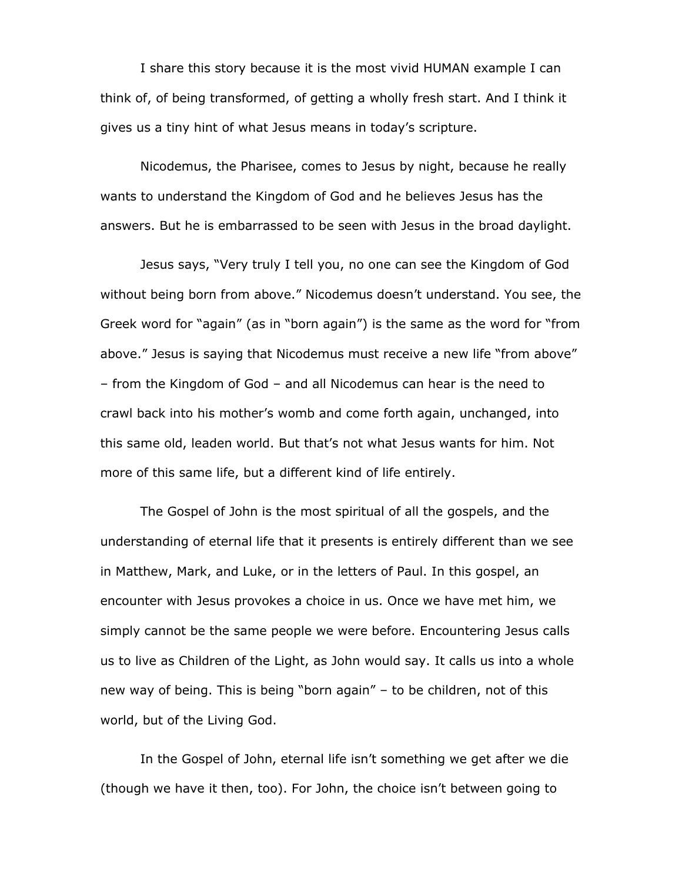I share this story because it is the most vivid HUMAN example I can think of, of being transformed, of getting a wholly fresh start. And I think it gives us a tiny hint of what Jesus means in today's scripture.

Nicodemus, the Pharisee, comes to Jesus by night, because he really wants to understand the Kingdom of God and he believes Jesus has the answers. But he is embarrassed to be seen with Jesus in the broad daylight.

Jesus says, "Very truly I tell you, no one can see the Kingdom of God without being born from above." Nicodemus doesn't understand. You see, the Greek word for "again" (as in "born again") is the same as the word for "from above." Jesus is saying that Nicodemus must receive a new life "from above" – from the Kingdom of God – and all Nicodemus can hear is the need to crawl back into his mother's womb and come forth again, unchanged, into this same old, leaden world. But that's not what Jesus wants for him. Not more of this same life, but a different kind of life entirely.

The Gospel of John is the most spiritual of all the gospels, and the understanding of eternal life that it presents is entirely different than we see in Matthew, Mark, and Luke, or in the letters of Paul. In this gospel, an encounter with Jesus provokes a choice in us. Once we have met him, we simply cannot be the same people we were before. Encountering Jesus calls us to live as Children of the Light, as John would say. It calls us into a whole new way of being. This is being "born again" – to be children, not of this world, but of the Living God.

In the Gospel of John, eternal life isn't something we get after we die (though we have it then, too). For John, the choice isn't between going to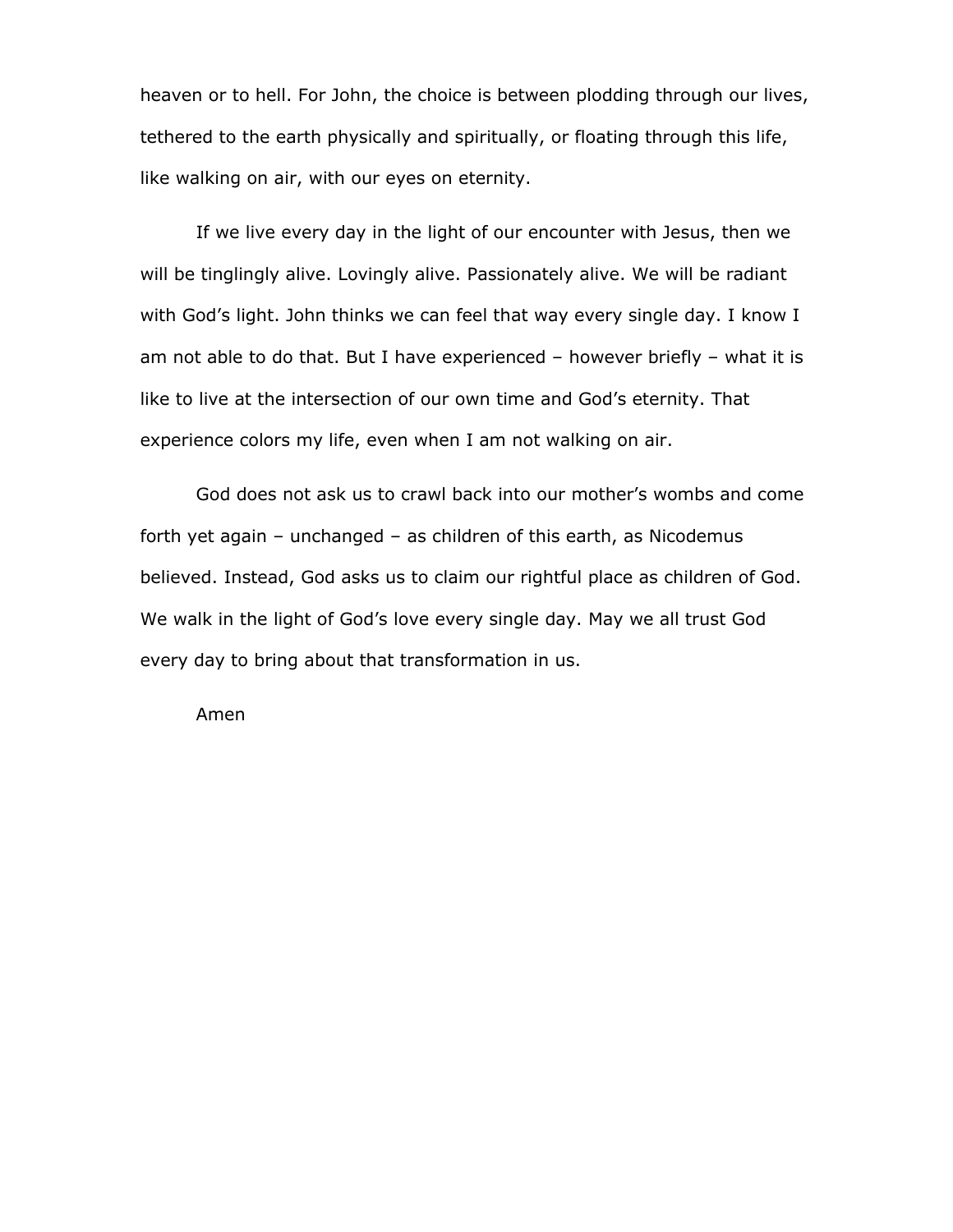heaven or to hell. For John, the choice is between plodding through our lives, tethered to the earth physically and spiritually, or floating through this life, like walking on air, with our eyes on eternity.

If we live every day in the light of our encounter with Jesus, then we will be tinglingly alive. Lovingly alive. Passionately alive. We will be radiant with God's light. John thinks we can feel that way every single day. I know I am not able to do that. But I have experienced – however briefly – what it is like to live at the intersection of our own time and God's eternity. That experience colors my life, even when I am not walking on air.

God does not ask us to crawl back into our mother's wombs and come forth yet again – unchanged – as children of this earth, as Nicodemus believed. Instead, God asks us to claim our rightful place as children of God. We walk in the light of God's love every single day. May we all trust God every day to bring about that transformation in us.

Amen